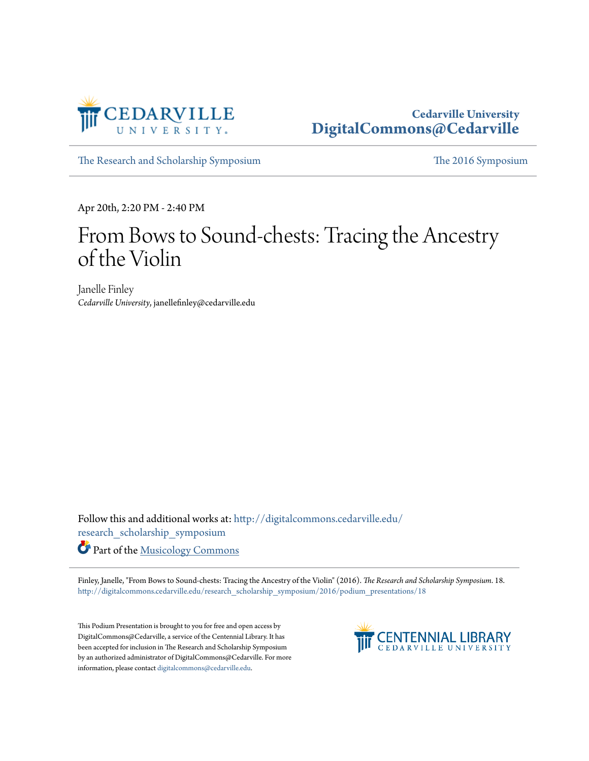Cedarville University
**DigitalCommons@Cedarville**

The Research and Scholarship Symposium | The 2016 Symposium

Apr 20th, 2:20 PM - 2:40 PM

# From Bows to Sound-chests: Tracing the Ancestry of the Violin

Janelle Finley
*Cedarville University*, janellefinley@cedarville.edu

Follow this and additional works at: http://digitalcommons.cedarville.edu/research_scholarship_symposium

Part of the Musicology Commons

Finley, Janelle, "From Bows to Sound-chests: Tracing the Ancestry of the Violin" (2016). *The Research and Scholarship Symposium*. 18.
http://digitalcommons.cedarville.edu/research_scholarship_symposium/2016/podium_presentations/18

This Podium Presentation is brought to you for free and open access by DigitalCommons@Cedarville, a service of the Centennial Library. It has been accepted for inclusion in The Research and Scholarship Symposium by an authorized administrator of DigitalCommons@Cedarville. For more information, please contact digitalcommons@cedarville.edu.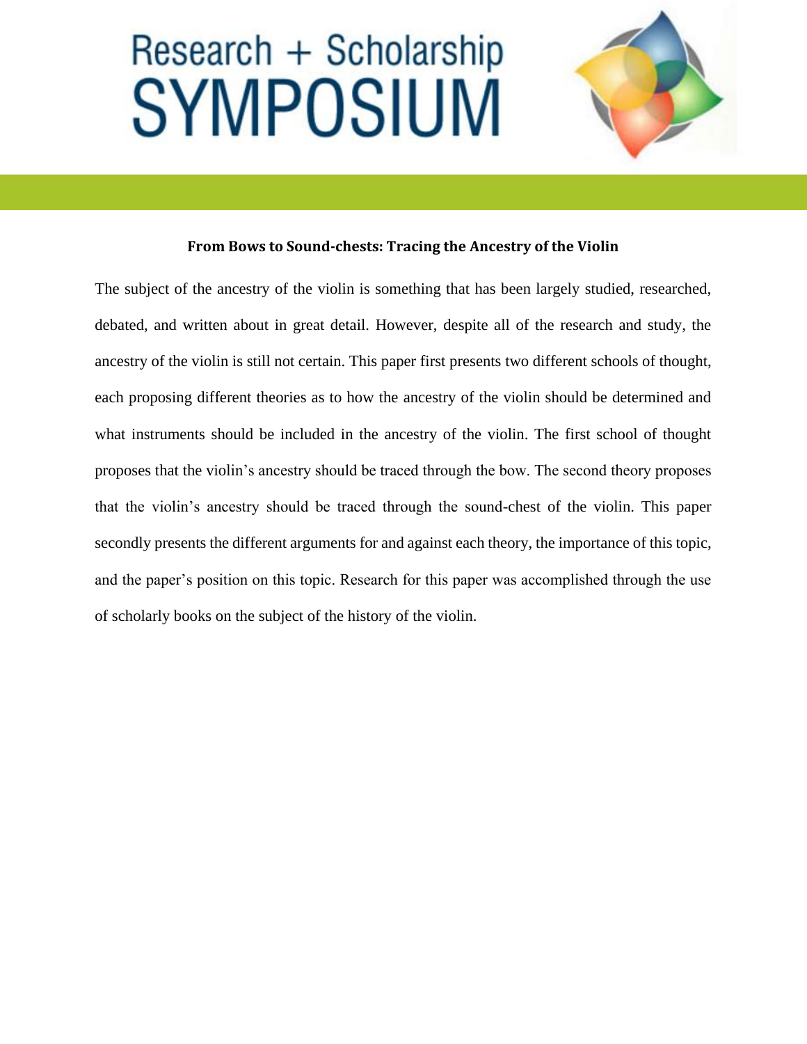# Research + Scholarship SYMPOSIUM

**From Bows to Sound-chests: Tracing the Ancestry of the Violin**

The subject of the ancestry of the violin is something that has been largely studied, researched, debated, and written about in great detail. However, despite all of the research and study, the ancestry of the violin is still not certain. This paper first presents two different schools of thought, each proposing different theories as to how the ancestry of the violin should be determined and what instruments should be included in the ancestry of the violin. The first school of thought proposes that the violin's ancestry should be traced through the bow. The second theory proposes that the violin's ancestry should be traced through the sound-chest of the violin. This paper secondly presents the different arguments for and against each theory, the importance of this topic, and the paper's position on this topic. Research for this paper was accomplished through the use of scholarly books on the subject of the history of the violin.